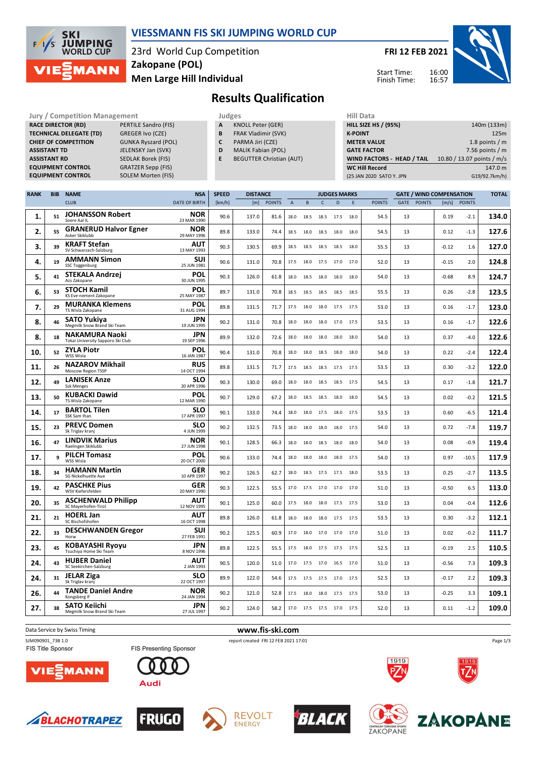# VIESSMANN FIS SKI JUMPING WORLD CUP

23rd World Cup Competition
Zakopane (POL)
Men Large Hill Individual

**FRI 12 FEB 2021**

Start Time: 16:00
Finish Time: 16:57

## Results Qualification

| Jury / Competition Management | |
|---|---|
| RACE DIRECTOR (RD) | PERTILE Sandro (FIS) |
| TECHNICAL DELEGATE (TD) | GREGER Ivo (CZE) |
| CHIEF OF COMPETITION | GUNKA Ryszard (POL) |
| ASSISTANT TD | JELENSKY Jan (SVK) |
| ASSISTANT RD | SEDLAK Borek (FIS) |
| EQUIPMENT CONTROL | GRATZER Sepp (FIS) |
| EQUIPMENT CONTROL | SOLEM Morten (FIS) |

| Judges | |
|---|---|
| A | KNOLL Peter (GER) |
| B | FRAK Vladimir (SVK) |
| C | PARMA Jiri (CZE) |
| D | MALIK Fabian (POL) |
| E | BEGUTTER Christian (AUT) |

| Hill Data | |
|---|---|
| HILL SIZE HS / (95%) | 140m (133m) |
| K-POINT | 125m |
| METER VALUE | 1.8 points / m |
| GATE FACTOR | 7.56 points / m |
| WIND FACTORS - HEAD / TAIL | 10.80 / 13.07 points / m/s |
| WC Hill Record | 147.0 m |
| (25 JAN 2020 SATO Y. JPN | G19/92.7km/h) |

| RANK | BIB | NAME / CLUB | NSA / DATE OF BIRTH | SPEED [km/h] | DISTANCE [m] | DISTANCE POINTS | A | B | C | D | E | JUDGES POINTS | GATE | GATE POINTS | WIND [m/s] | WIND POINTS | TOTAL |
|---|---|---|---|---|---|---|---|---|---|---|---|---|---|---|---|---|---|
| 1. | 51 | JOHANSSON Robert / Soere Aal IL | NOR / 23 MAR 1990 | 90.6 | 137.0 | 81.6 | 18.0 | 18.5 | 18.5 | 17.5 | 18.0 | 54.5 | 13 | | 0.19 | -2.1 | 134.0 |
| 2. | 55 | GRANERUD Halvor Egner / Asker Skiklubb | NOR / 29 MAY 1996 | 89.8 | 133.0 | 74.4 | 18.5 | 18.0 | 18.5 | 18.0 | 18.0 | 54.5 | 13 | | 0.12 | -1.3 | 127.6 |
| 3. | 39 | KRAFT Stefan / SV Schwarzach-Salzburg | AUT / 13 MAY 1993 | 90.3 | 130.5 | 69.9 | 18.5 | 18.5 | 18.5 | 18.5 | 18.0 | 55.5 | 13 | | -0.12 | 1.6 | 127.0 |
| 4. | 19 | AMMANN Simon / SSC Toggenburg | SUI / 25 JUN 1981 | 90.6 | 131.0 | 70.8 | 17.5 | 18.0 | 17.5 | 17.0 | 17.0 | 52.0 | 13 | | -0.15 | 2.0 | 124.8 |
| 5. | 41 | STEKALA Andrzej / Azs Zakopane | POL / 30 JUN 1995 | 90.3 | 126.0 | 61.8 | 18.0 | 18.5 | 18.0 | 18.0 | 18.0 | 54.0 | 13 | | -0.68 | 8.9 | 124.7 |
| 6. | 53 | STOCH Kamil / KS Eve-nement Zakopane | POL / 25 MAY 1987 | 89.7 | 131.0 | 70.8 | 18.5 | 18.5 | 18.5 | 18.5 | 18.5 | 55.5 | 13 | | 0.26 | -2.8 | 123.5 |
| 7. | 29 | MURANKA Klemens / TS Wisla Zakopane | POL / 31 AUG 1994 | 89.8 | 131.5 | 71.7 | 17.5 | 18.0 | 18.0 | 17.5 | 17.5 | 53.0 | 13 | | 0.16 | -1.7 | 123.0 |
| 8. | 46 | SATO Yukiya / Megmilk Snow Brand Ski Team | JPN / 19 JUN 1995 | 90.2 | 131.0 | 70.8 | 18.0 | 18.0 | 18.0 | 17.0 | 17.5 | 53.5 | 13 | | 0.16 | -1.7 | 122.6 |
| 8. | 18 | NAKAMURA Naoki / Tokai University Sapporo Ski Club | JPN / 19 SEP 1996 | 89.9 | 132.0 | 72.6 | 18.0 | 18.0 | 18.0 | 18.0 | 18.0 | 54.0 | 13 | | 0.37 | -4.0 | 122.6 |
| 10. | 52 | ZYLA Piotr / WSS Wisla | POL / 16 JAN 1987 | 90.4 | 131.0 | 70.8 | 18.0 | 18.0 | 18.5 | 18.0 | 18.0 | 54.0 | 13 | | 0.22 | -2.4 | 122.4 |
| 11. | 26 | NAZAROV Mikhail / Moscow Region TSSP | RUS / 14 OCT 1994 | 89.8 | 131.5 | 71.7 | 17.5 | 18.5 | 18.5 | 17.5 | 17.5 | 53.5 | 13 | | 0.30 | -3.2 | 122.0 |
| 12. | 49 | LANISEK Anze / Ssk Menges | SLO / 20 APR 1996 | 90.3 | 130.0 | 69.0 | 18.0 | 18.0 | 18.5 | 18.5 | 17.5 | 54.5 | 13 | | 0.17 | -1.8 | 121.7 |
| 13. | 50 | KUBACKI Dawid / TS Wisla Zakopane | POL / 12 MAR 1990 | 90.7 | 129.0 | 67.2 | 18.0 | 18.5 | 18.5 | 18.0 | 18.0 | 54.5 | 13 | | 0.02 | -0.2 | 121.5 |
| 14. | 17 | BARTOL Tilen / SSK Sam Ihan | SLO / 17 APR 1997 | 90.1 | 133.0 | 74.4 | 18.0 | 18.0 | 17.5 | 18.0 | 17.5 | 53.5 | 13 | | 0.60 | -6.5 | 121.4 |
| 15. | 23 | PREVC Domen / Sk Triglav kranj | SLO / 4 JUN 1999 | 90.2 | 132.5 | 73.5 | 18.0 | 18.0 | 18.0 | 18.0 | 17.5 | 54.0 | 13 | | 0.72 | -7.8 | 119.7 |
| 16. | 47 | LINDVIK Marius / Raelingen Skiklubb | NOR / 27 JUN 1998 | 90.1 | 128.5 | 66.3 | 18.0 | 18.0 | 18.5 | 18.0 | 18.0 | 54.0 | 13 | | 0.08 | -0.9 | 119.4 |
| 17. | 9 | PILCH Tomasz / WSS Wisla | POL / 20 OCT 2000 | 90.6 | 133.0 | 74.4 | 18.0 | 18.0 | 18.0 | 18.0 | 17.5 | 54.0 | 13 | | 0.97 | -10.5 | 117.9 |
| 18. | 34 | HAMANN Martin / SG Nickelhuette Aue | GER / 10 APR 1997 | 90.2 | 126.5 | 62.7 | 18.0 | 18.5 | 17.5 | 17.5 | 18.0 | 53.5 | 13 | | 0.25 | -2.7 | 113.5 |
| 19. | 42 | PASCHKE Pius / WSV Kiefersfelden | GER / 20 MAY 1990 | 90.3 | 122.5 | 55.5 | 17.0 | 17.5 | 17.0 | 17.0 | 17.0 | 51.0 | 13 | | -0.50 | 6.5 | 113.0 |
| 20. | 35 | ASCHENWALD Philipp / SC Mayerhofen-Tirol | AUT / 12 NOV 1995 | 90.1 | 125.0 | 60.0 | 17.5 | 18.0 | 18.0 | 17.5 | 17.5 | 53.0 | 13 | | 0.04 | -0.4 | 112.6 |
| 21. | 21 | HOERL Jan / SC Bischofshofen | AUT / 16 OCT 1998 | 89.8 | 126.0 | 61.8 | 18.0 | 18.0 | 18.0 | 17.5 | 17.5 | 53.5 | 13 | | 0.30 | -3.2 | 112.1 |
| 22. | 33 | DESCHWANDEN Gregor / Horw | SUI / 27 FEB 1991 | 90.2 | 125.5 | 60.9 | 17.0 | 18.0 | 17.0 | 17.0 | 17.0 | 51.0 | 13 | | 0.02 | -0.2 | 111.7 |
| 23. | 45 | KOBAYASHI Ryoyu / Tsuchiya Home Ski Team | JPN / 8 NOV 1996 | 89.8 | 122.5 | 55.5 | 17.5 | 18.0 | 17.5 | 17.5 | 17.5 | 52.5 | 13 | | -0.19 | 2.5 | 110.5 |
| 24. | 43 | HUBER Daniel / SC Seekirchen-Salzburg | AUT / 2 JAN 1993 | 90.5 | 120.0 | 51.0 | 17.0 | 17.5 | 17.0 | 16.5 | 17.0 | 51.0 | 13 | | -0.56 | 7.3 | 109.3 |
| 24. | 31 | JELAR Ziga / Sk Triglav kranj | SLO / 22 OCT 1997 | 89.9 | 122.0 | 54.6 | 17.5 | 17.5 | 17.5 | 17.0 | 17.5 | 52.5 | 13 | | -0.17 | 2.2 | 109.3 |
| 26. | 44 | TANDE Daniel Andre / Kongsberg If | NOR / 24 JAN 1994 | 90.2 | 121.0 | 52.8 | 17.5 | 18.0 | 18.0 | 17.5 | 17.5 | 53.0 | 13 | | -0.25 | 3.3 | 109.1 |
| 27. | 38 | SATO Keiichi / Megmilk Snow Brand Ski Team | JPN / 27 JUL 1997 | 90.2 | 124.0 | 58.2 | 17.0 | 17.5 | 17.5 | 17.0 | 17.5 | 52.0 | 13 | | 0.11 | -1.2 | 109.0 |

Data Service by Swiss Timing — www.fis-ski.com

SJM090901_73B 1.0 — report created FRI 12 FEB 2021 17:01

FIS Title Sponsor — FIS Presenting Sponsor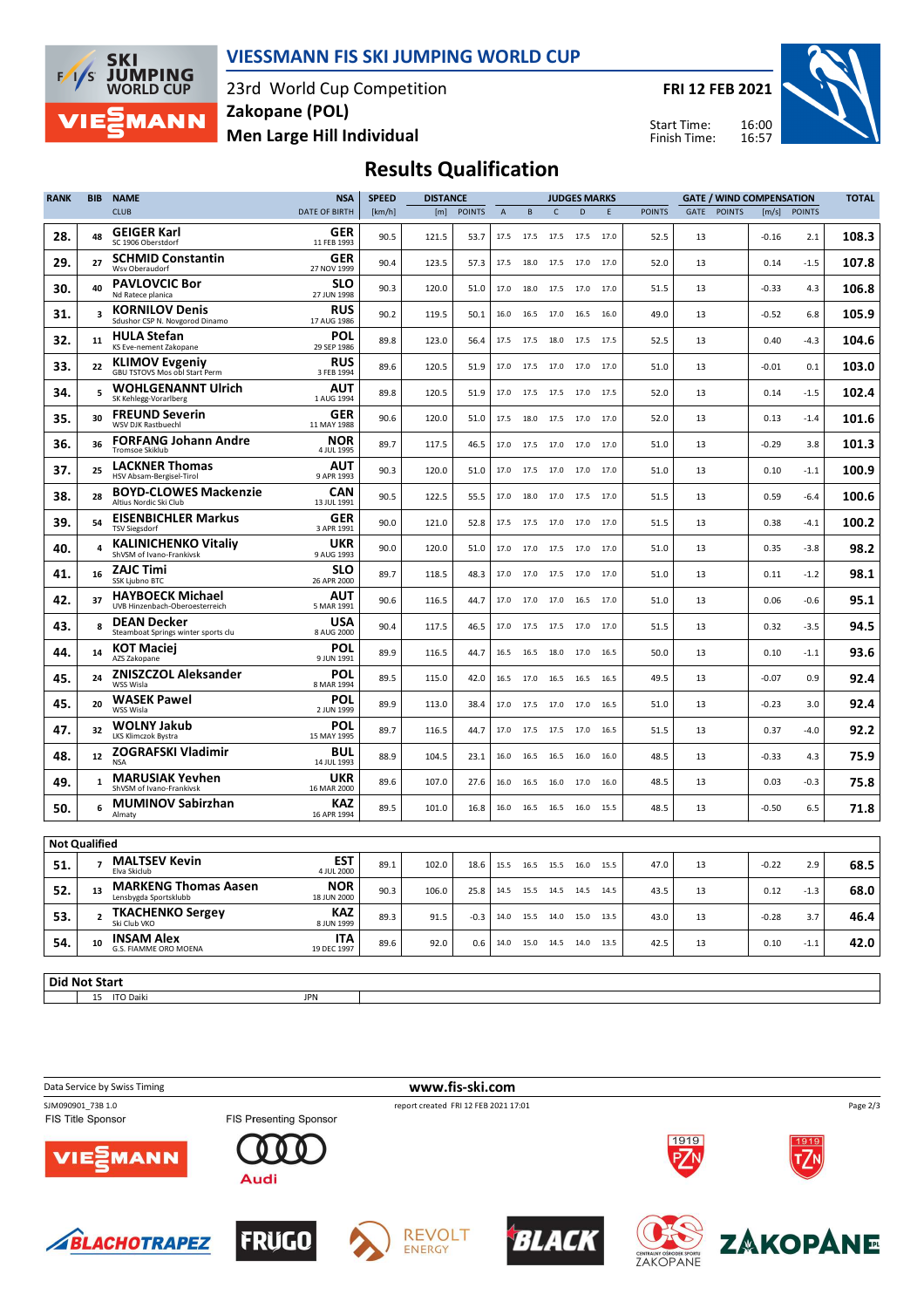# VIESSMANN FIS SKI JUMPING WORLD CUP

23rd World Cup Competition
Zakopane (POL)
Men Large Hill Individual

FRI 12 FEB 2021
Start Time: 16:00
Finish Time: 16:57

## Results Qualification

| RANK | BIB | NAME / CLUB | NSA / DATE OF BIRTH | SPEED [km/h] | DISTANCE [m] | DISTANCE POINTS | A | B | C | D | E | JUDGES POINTS | GATE | GATE POINTS | WIND [m/s] | WIND POINTS | TOTAL |
|---|---|---|---|---|---|---|---|---|---|---|---|---|---|---|---|---|---|
| 28. | 48 | GEIGER Karl / SC 1906 Oberstdorf | GER / 11 FEB 1993 | 90.5 | 121.5 | 53.7 | 17.5 | 17.5 | 17.5 | 17.5 | 17.0 | 52.5 | 13 | | -0.16 | 2.1 | 108.3 |
| 29. | 27 | SCHMID Constantin / Wsv Oberaudorf | GER / 27 NOV 1999 | 90.4 | 123.5 | 57.3 | 17.5 | 18.0 | 17.5 | 17.0 | 17.0 | 52.0 | 13 | | 0.14 | -1.5 | 107.8 |
| 30. | 40 | PAVLOVCIC Bor / Nd Ratece planica | SLO / 27 JUN 1998 | 90.3 | 120.0 | 51.0 | 17.0 | 18.0 | 17.5 | 17.0 | 17.0 | 51.5 | 13 | | -0.33 | 4.3 | 106.8 |
| 31. | 3 | KORNILOV Denis / Sdushor CSP N. Novgorod Dinamo | RUS / 17 AUG 1986 | 90.2 | 119.5 | 50.1 | 16.0 | 16.5 | 17.0 | 16.5 | 16.0 | 49.0 | 13 | | -0.52 | 6.8 | 105.9 |
| 32. | 11 | HULA Stefan / KS Eve-nement Zakopane | POL / 29 SEP 1986 | 89.8 | 123.0 | 56.4 | 17.5 | 17.5 | 18.0 | 17.5 | 17.5 | 52.5 | 13 | | 0.40 | -4.3 | 104.6 |
| 33. | 22 | KLIMOV Evgeniy / GBU TSTOVS Mos obl Start Perm | RUS / 3 FEB 1994 | 89.6 | 120.5 | 51.9 | 17.0 | 17.5 | 17.0 | 17.0 | 17.0 | 51.0 | 13 | | -0.01 | 0.1 | 103.0 |
| 34. | 5 | WOHLGENANNT Ulrich / SK Kehlegg-Vorarlberg | AUT / 1 AUG 1994 | 89.8 | 120.5 | 51.9 | 17.0 | 17.5 | 17.5 | 17.0 | 17.5 | 52.0 | 13 | | 0.14 | -1.5 | 102.4 |
| 35. | 30 | FREUND Severin / WSV DJK Rastbuechl | GER / 11 MAY 1988 | 90.6 | 120.0 | 51.0 | 17.5 | 18.0 | 17.5 | 17.0 | 17.0 | 52.0 | 13 | | 0.13 | -1.4 | 101.6 |
| 36. | 36 | FORFANG Johann Andre / Tromsoe Skiklub | NOR / 4 JUL 1995 | 89.7 | 117.5 | 46.5 | 17.0 | 17.5 | 17.0 | 17.0 | 17.0 | 51.0 | 13 | | -0.29 | 3.8 | 101.3 |
| 37. | 25 | LACKNER Thomas / HSV Absam-Bergisel-Tirol | AUT / 9 APR 1993 | 90.3 | 120.0 | 51.0 | 17.0 | 17.5 | 17.0 | 17.0 | 17.0 | 51.0 | 13 | | 0.10 | -1.1 | 100.9 |
| 38. | 28 | BOYD-CLOWES Mackenzie / Altius Nordic Ski Club | CAN / 13 JUL 1991 | 90.5 | 122.5 | 55.5 | 17.0 | 18.0 | 17.0 | 17.5 | 17.0 | 51.5 | 13 | | 0.59 | -6.4 | 100.6 |
| 39. | 54 | EISENBICHLER Markus / TSV Siegsdorf | GER / 3 APR 1991 | 90.0 | 121.0 | 52.8 | 17.5 | 17.5 | 17.0 | 17.0 | 17.0 | 51.5 | 13 | | 0.38 | -4.1 | 100.2 |
| 40. | 4 | KALINICHENKO Vitaliy / ShVSM of Ivano-Frankivsk | UKR / 9 AUG 1993 | 90.0 | 120.0 | 51.0 | 17.0 | 17.0 | 17.5 | 17.0 | 17.0 | 51.0 | 13 | | 0.35 | -3.8 | 98.2 |
| 41. | 16 | ZAJC Timi / SSK Ljubno BTC | SLO / 26 APR 2000 | 89.7 | 118.5 | 48.3 | 17.0 | 17.0 | 17.5 | 17.0 | 17.0 | 51.0 | 13 | | 0.11 | -1.2 | 98.1 |
| 42. | 37 | HAYBOECK Michael / UVB Hinzenbach-Oberoesterreich | AUT / 5 MAR 1991 | 90.6 | 116.5 | 44.7 | 17.0 | 17.0 | 17.0 | 16.5 | 17.0 | 51.0 | 13 | | 0.06 | -0.6 | 95.1 |
| 43. | 8 | DEAN Decker / Steamboat Springs winter sports clu | USA / 8 AUG 2000 | 90.4 | 117.5 | 46.5 | 17.0 | 17.5 | 17.5 | 17.0 | 17.0 | 51.5 | 13 | | 0.32 | -3.5 | 94.5 |
| 44. | 14 | KOT Maciej / AZS Zakopane | POL / 9 JUN 1991 | 89.9 | 116.5 | 44.7 | 16.5 | 16.5 | 18.0 | 17.0 | 16.5 | 50.0 | 13 | | 0.10 | -1.1 | 93.6 |
| 45. | 24 | ZNISZCZOL Aleksander / WSS Wisla | POL / 8 MAR 1994 | 89.5 | 115.0 | 42.0 | 16.5 | 17.0 | 16.5 | 16.5 | 16.5 | 49.5 | 13 | | -0.07 | 0.9 | 92.4 |
| 45. | 20 | WASEK Pawel / WSS Wisla | POL / 2 JUN 1999 | 89.9 | 113.0 | 38.4 | 17.0 | 17.5 | 17.0 | 17.0 | 16.5 | 51.0 | 13 | | -0.23 | 3.0 | 92.4 |
| 47. | 32 | WOLNY Jakub / LKS Klimczok Bystra | POL / 15 MAY 1995 | 89.7 | 116.5 | 44.7 | 17.0 | 17.5 | 17.5 | 17.0 | 16.5 | 51.5 | 13 | | 0.37 | -4.0 | 92.2 |
| 48. | 12 | ZOGRAFSKI Vladimir / NSA | BUL / 14 JUL 1993 | 88.9 | 104.5 | 23.1 | 16.0 | 16.5 | 16.5 | 16.0 | 16.0 | 48.5 | 13 | | -0.33 | 4.3 | 75.9 |
| 49. | 1 | MARUSIAK Yevhen / ShVSM of Ivano-Frankivsk | UKR / 16 MAR 2000 | 89.6 | 107.0 | 27.6 | 16.0 | 16.5 | 16.0 | 17.0 | 16.0 | 48.5 | 13 | | 0.03 | -0.3 | 75.8 |
| 50. | 6 | MUMINOV Sabirzhan / Almaty | KAZ / 16 APR 1994 | 89.5 | 101.0 | 16.8 | 16.0 | 16.5 | 16.5 | 16.0 | 15.5 | 48.5 | 13 | | -0.50 | 6.5 | 71.8 |

### Not Qualified

| RANK | BIB | NAME / CLUB | NSA / DATE OF BIRTH | SPEED [km/h] | DISTANCE [m] | DISTANCE POINTS | A | B | C | D | E | JUDGES POINTS | GATE | GATE POINTS | WIND [m/s] | WIND POINTS | TOTAL |
|---|---|---|---|---|---|---|---|---|---|---|---|---|---|---|---|---|---|
| 51. | 7 | MALTSEV Kevin / Elva Skiclub | EST / 4 JUL 2000 | 89.1 | 102.0 | 18.6 | 15.5 | 16.5 | 15.5 | 16.0 | 15.5 | 47.0 | 13 | | -0.22 | 2.9 | 68.5 |
| 52. | 13 | MARKENG Thomas Aasen / Lensbygda Sportsklubb | NOR / 18 JUN 2000 | 90.3 | 106.0 | 25.8 | 14.5 | 15.5 | 14.5 | 14.5 | 14.5 | 43.5 | 13 | | 0.12 | -1.3 | 68.0 |
| 53. | 2 | TKACHENKO Sergey / Ski Club VKO | KAZ / 8 JUN 1999 | 89.3 | 91.5 | -0.3 | 14.0 | 15.5 | 14.0 | 15.0 | 13.5 | 43.0 | 13 | | -0.28 | 3.7 | 46.4 |
| 54. | 10 | INSAM Alex / G.S. FIAMME ORO MOENA | ITA / 19 DEC 1997 | 89.6 | 92.0 | 0.6 | 14.0 | 15.0 | 14.5 | 14.0 | 13.5 | 42.5 | 13 | | 0.10 | -1.1 | 42.0 |

### Did Not Start

| BIB | NAME | NSA |
|---|---|---|
| 15 | ITO Daiki | JPN |

Data Service by Swiss Timing
www.fis-ski.com
SJM090901_73B 1.0
report created FRI 12 FEB 2021 17:01

FIS Title Sponsor: VIESSMANN
FIS Presenting Sponsor: Audi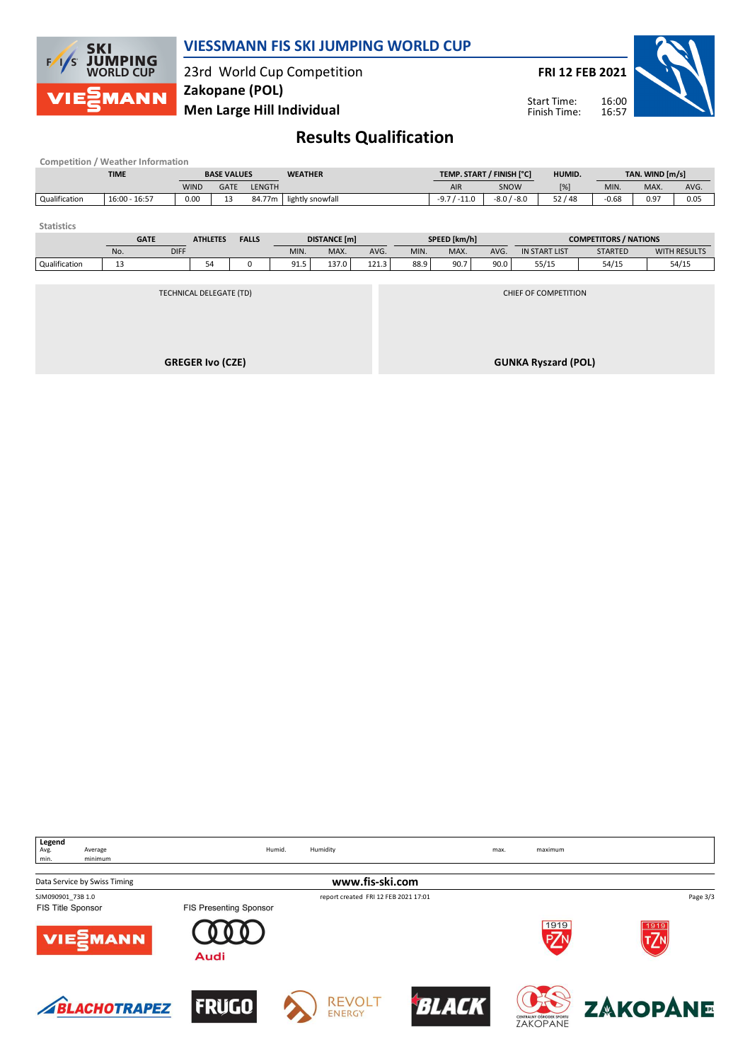# VIESSMANN FIS SKI JUMPING WORLD CUP

23rd World Cup Competition
**Zakopane (POL)**
**Men Large Hill Individual**

**FRI 12 FEB 2021**

Start Time: 16:00
Finish Time: 16:57

## Results Qualification

Competition / Weather Information

| | TIME | BASE VALUES | | | WEATHER | TEMP. START / FINISH [°C] | | HUMID. | TAN. WIND [m/s] | | |
|---|---|---|---|---|---|---|---|---|---|---|---|
| | | WIND | GATE | LENGTH | | AIR | SNOW | [%] | MIN. | MAX. | AVG. |
| Qualification | 16:00 - 16:57 | 0.00 | 13 | 84.77m | lightly snowfall | -9.7 / -11.0 | -8.0 / -8.0 | 52 / 48 | -0.68 | 0.97 | 0.05 |

Statistics

| | GATE | | ATHLETES | FALLS | DISTANCE [m] | | | SPEED [km/h] | | | COMPETITORS / NATIONS | | |
|---|---|---|---|---|---|---|---|---|---|---|---|---|---|
| | No. | DIFF | | | MIN. | MAX. | AVG. | MIN. | MAX. | AVG. | IN START LIST | STARTED | WITH RESULTS |
| Qualification | 13 | | 54 | 0 | 91.5 | 137.0 | 121.3 | 88.9 | 90.7 | 90.0 | 55/15 | 54/15 | 54/15 |

| TECHNICAL DELEGATE (TD) | CHIEF OF COMPETITION |
|---|---|
| **GREGER Ivo (CZE)** | **GUNKA Ryszard (POL)** |

| Legend | | | | | |
|---|---|---|---|---|---|
| Avg. | Average | Humid. | Humidity | max. | maximum |
| min. | minimum | | | | |

Data Service by Swiss Timing

www.fis-ski.com

SJM090901_73B 1.0

report created FRI 12 FEB 2021 17:01

FIS Title Sponsor

FIS Presenting Sponsor